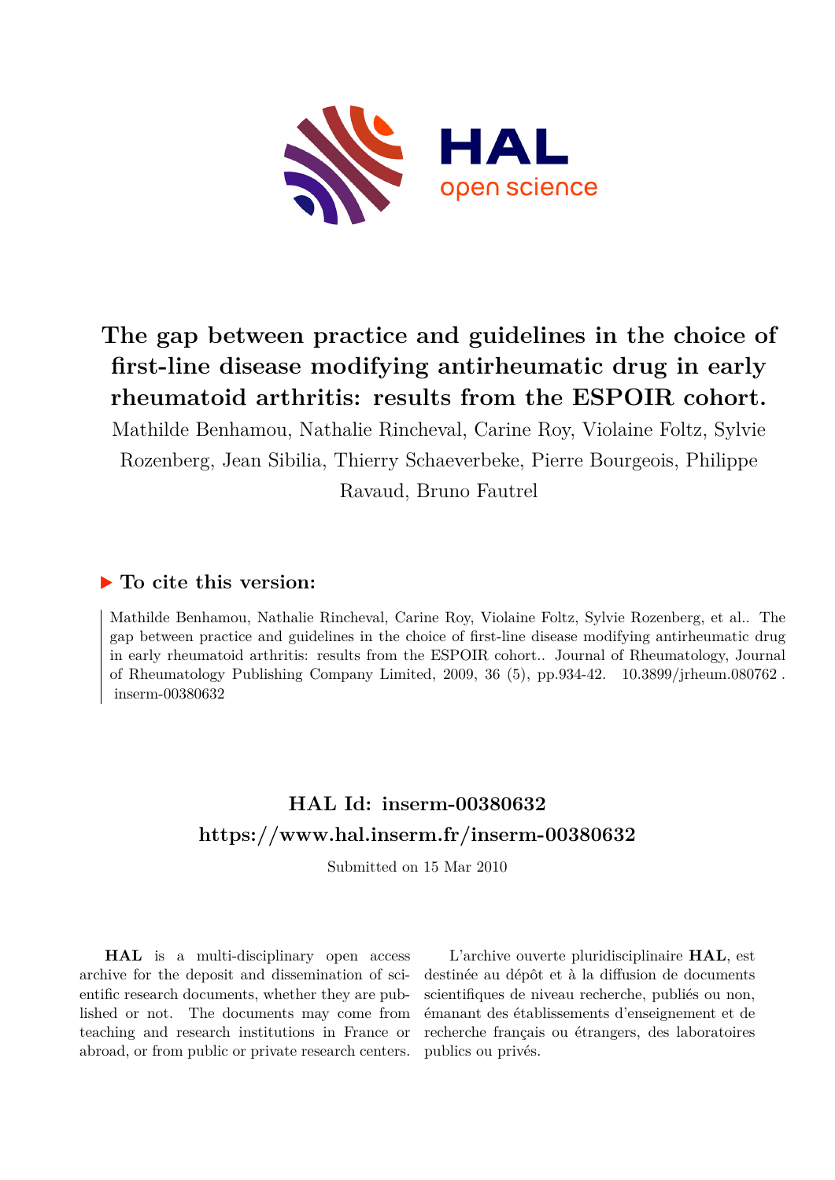# The gap between practice and guidelines in the choice of first-line disease modifying antirheumatic drug in early rheumatoid arthritis: results from the ESPOIR cohort.

Mathilde Benhamou, Nathalie Rincheval, Carine Roy, Violaine Foltz, Sylvie Rozenberg, Jean Sibilia, Thierry Schaeverbeke, Pierre Bourgeois, Philippe Ravaud, Bruno Fautrel

## ▶ To cite this version:

Mathilde Benhamou, Nathalie Rincheval, Carine Roy, Violaine Foltz, Sylvie Rozenberg, et al.. The gap between practice and guidelines in the choice of first-line disease modifying antirheumatic drug in early rheumatoid arthritis: results from the ESPOIR cohort.. Journal of Rheumatology, Journal of Rheumatology Publishing Company Limited, 2009, 36 (5), pp.934-42. 10.3899/jrheum.080762 . inserm-00380632

## HAL Id: inserm-00380632

## https://www.hal.inserm.fr/inserm-00380632

Submitted on 15 Mar 2010

**HAL** is a multi-disciplinary open access archive for the deposit and dissemination of scientific research documents, whether they are published or not. The documents may come from teaching and research institutions in France or abroad, or from public or private research centers.

L'archive ouverte pluridisciplinaire **HAL**, est destinée au dépôt et à la diffusion de documents scientifiques de niveau recherche, publiés ou non, émanant des établissements d'enseignement et de recherche français ou étrangers, des laboratoires publics ou privés.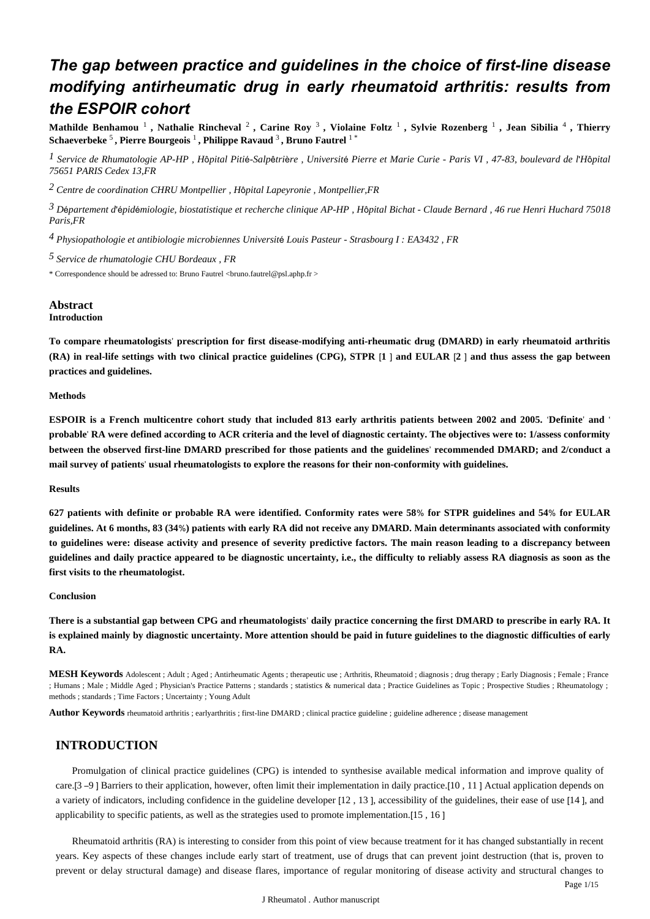# The gap between practice and guidelines in the choice of first-line disease modifying antirheumatic drug in early rheumatoid arthritis: results from the ESPOIR cohort

**Mathilde Benhamou** [1], **Nathalie Rincheval** [2], **Carine Roy** [3], **Violaine Foltz** [1], **Sylvie Rozenberg** [1], **Jean Sibilia** [4], **Thierry Schaeverbeke** [5], **Pierre Bourgeois** [1], **Philippe Ravaud** [3], **Bruno Fautrel** [1 *]

[1] *Service de Rhumatologie AP-HP , Hôpital Pitié-Salpêtrière , Université Pierre et Marie Curie - Paris VI , 47-83, boulevard de l'Hôpital 75651 PARIS Cedex 13,FR*

[2] *Centre de coordination CHRU Montpellier , Hôpital Lapeyronie , Montpellier,FR*

[3] *Département d'épidémiologie, biostatistique et recherche clinique AP-HP , Hôpital Bichat - Claude Bernard , 46 rue Henri Huchard 75018 Paris,FR*

[4] *Physiopathologie et antibiologie microbiennes Université Louis Pasteur - Strasbourg I : EA3432 , FR*

[5] *Service de rhumatologie CHU Bordeaux , FR*

\* Correspondence should be adressed to: Bruno Fautrel <bruno.fautrel@psl.aphp.fr >

## Abstract

### Introduction

**To compare rheumatologists' prescription for first disease-modifying anti-rheumatic drug (DMARD) in early rheumatoid arthritis (RA) in real-life settings with two clinical practice guidelines (CPG), STPR [1 ] and EULAR [2 ] and thus assess the gap between practices and guidelines.**

### Methods

**ESPOIR is a French multicentre cohort study that included 813 early arthritis patients between 2002 and 2005. 'Definite' and 'probable' RA were defined according to ACR criteria and the level of diagnostic certainty. The objectives were to: 1/assess conformity between the observed first-line DMARD prescribed for those patients and the guidelines' recommended DMARD; and 2/conduct a mail survey of patients' usual rheumatologists to explore the reasons for their non-conformity with guidelines.**

### Results

**627 patients with definite or probable RA were identified. Conformity rates were 58% for STPR guidelines and 54% for EULAR guidelines. At 6 months, 83 (34%) patients with early RA did not receive any DMARD. Main determinants associated with conformity to guidelines were: disease activity and presence of severity predictive factors. The main reason leading to a discrepancy between guidelines and daily practice appeared to be diagnostic uncertainty, i.e., the difficulty to reliably assess RA diagnosis as soon as the first visits to the rheumatologist.**

### Conclusion

**There is a substantial gap between CPG and rheumatologists' daily practice concerning the first DMARD to prescribe in early RA. It is explained mainly by diagnostic uncertainty. More attention should be paid in future guidelines to the diagnostic difficulties of early RA.**

**MESH Keywords** Adolescent ; Adult ; Aged ; Antirheumatic Agents ; therapeutic use ; Arthritis, Rheumatoid ; diagnosis ; drug therapy ; Early Diagnosis ; Female ; France ; Humans ; Male ; Middle Aged ; Physician's Practice Patterns ; standards ; statistics & numerical data ; Practice Guidelines as Topic ; Prospective Studies ; Rheumatology ; methods ; standards ; Time Factors ; Uncertainty ; Young Adult

**Author Keywords** rheumatoid arthritis ; earlyarthritis ; first-line DMARD ; clinical practice guideline ; guideline adherence ; disease management

## INTRODUCTION

Promulgation of clinical practice guidelines (CPG) is intended to synthesise available medical information and improve quality of care.[3 –9 ] Barriers to their application, however, often limit their implementation in daily practice.[10 , 11 ] Actual application depends on a variety of indicators, including confidence in the guideline developer [12 , 13 ], accessibility of the guidelines, their ease of use [14 ], and applicability to specific patients, as well as the strategies used to promote implementation.[15 , 16 ]

Rheumatoid arthritis (RA) is interesting to consider from this point of view because treatment for it has changed substantially in recent years. Key aspects of these changes include early start of treatment, use of drugs that can prevent joint destruction (that is, proven to prevent or delay structural damage) and disease flares, importance of regular monitoring of disease activity and structural changes to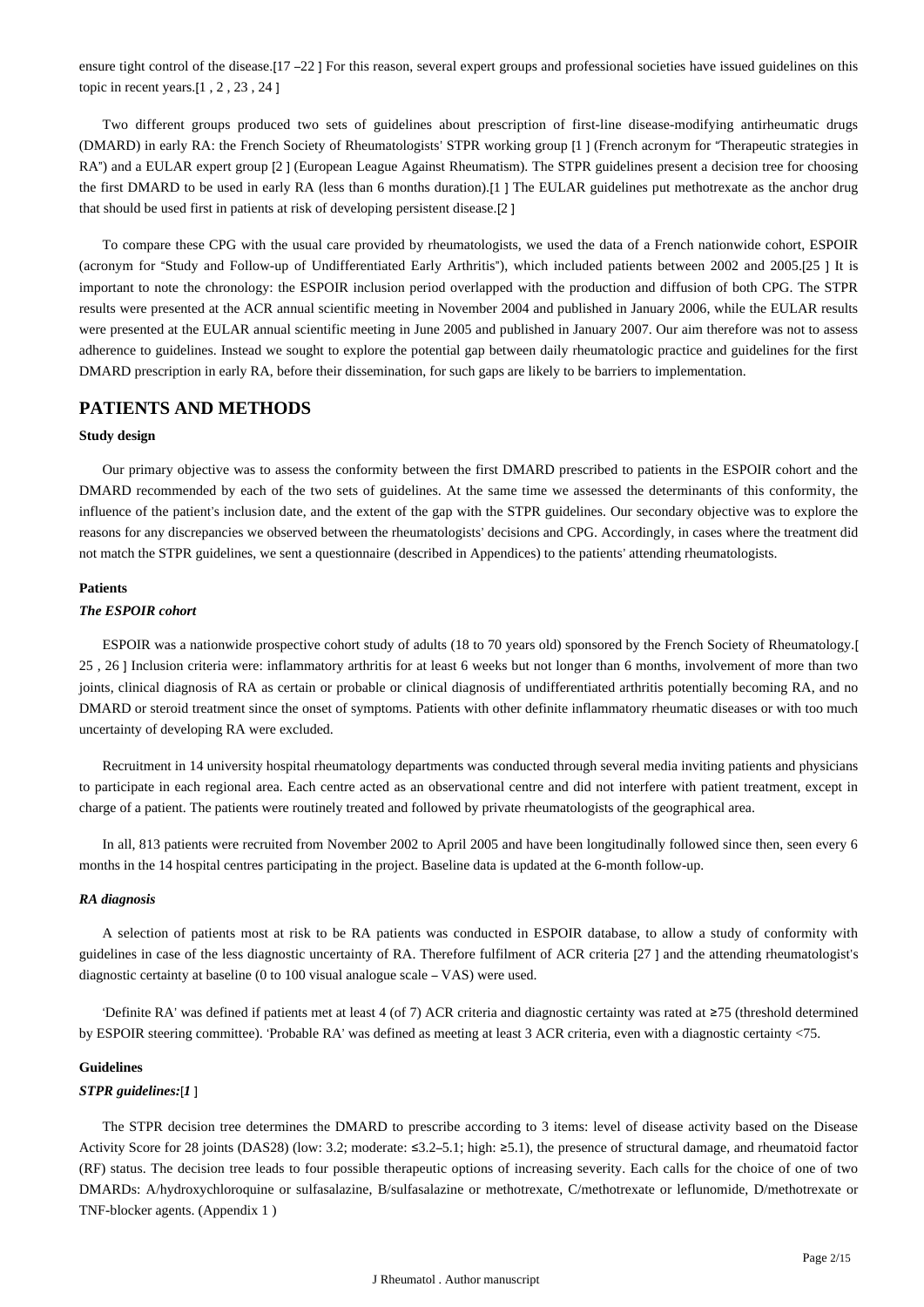ensure tight control of the disease.[17 –22 ] For this reason, several expert groups and professional societies have issued guidelines on this topic in recent years.[1 , 2 , 23 , 24 ]

Two different groups produced two sets of guidelines about prescription of first-line disease-modifying antirheumatic drugs (DMARD) in early RA: the French Society of Rheumatologists' STPR working group [1 ] (French acronym for "Therapeutic strategies in RA") and a EULAR expert group [2 ] (European League Against Rheumatism). The STPR guidelines present a decision tree for choosing the first DMARD to be used in early RA (less than 6 months duration).[1 ] The EULAR guidelines put methotrexate as the anchor drug that should be used first in patients at risk of developing persistent disease.[2 ]

To compare these CPG with the usual care provided by rheumatologists, we used the data of a French nationwide cohort, ESPOIR (acronym for "Study and Follow-up of Undifferentiated Early Arthritis"), which included patients between 2002 and 2005.[25 ] It is important to note the chronology: the ESPOIR inclusion period overlapped with the production and diffusion of both CPG. The STPR results were presented at the ACR annual scientific meeting in November 2004 and published in January 2006, while the EULAR results were presented at the EULAR annual scientific meeting in June 2005 and published in January 2007. Our aim therefore was not to assess adherence to guidelines. Instead we sought to explore the potential gap between daily rheumatologic practice and guidelines for the first DMARD prescription in early RA, before their dissemination, for such gaps are likely to be barriers to implementation.

## PATIENTS AND METHODS

### Study design

Our primary objective was to assess the conformity between the first DMARD prescribed to patients in the ESPOIR cohort and the DMARD recommended by each of the two sets of guidelines. At the same time we assessed the determinants of this conformity, the influence of the patient's inclusion date, and the extent of the gap with the STPR guidelines. Our secondary objective was to explore the reasons for any discrepancies we observed between the rheumatologists' decisions and CPG. Accordingly, in cases where the treatment did not match the STPR guidelines, we sent a questionnaire (described in Appendices) to the patients' attending rheumatologists.

### Patients

#### *The ESPOIR cohort*

ESPOIR was a nationwide prospective cohort study of adults (18 to 70 years old) sponsored by the French Society of Rheumatology.[ 25 , 26 ] Inclusion criteria were: inflammatory arthritis for at least 6 weeks but not longer than 6 months, involvement of more than two joints, clinical diagnosis of RA as certain or probable or clinical diagnosis of undifferentiated arthritis potentially becoming RA, and no DMARD or steroid treatment since the onset of symptoms. Patients with other definite inflammatory rheumatic diseases or with too much uncertainty of developing RA were excluded.

Recruitment in 14 university hospital rheumatology departments was conducted through several media inviting patients and physicians to participate in each regional area. Each centre acted as an observational centre and did not interfere with patient treatment, except in charge of a patient. The patients were routinely treated and followed by private rheumatologists of the geographical area.

In all, 813 patients were recruited from November 2002 to April 2005 and have been longitudinally followed since then, seen every 6 months in the 14 hospital centres participating in the project. Baseline data is updated at the 6-month follow-up.

#### *RA diagnosis*

A selection of patients most at risk to be RA patients was conducted in ESPOIR database, to allow a study of conformity with guidelines in case of the less diagnostic uncertainty of RA. Therefore fulfilment of ACR criteria [27 ] and the attending rheumatologist's diagnostic certainty at baseline (0 to 100 visual analogue scale – VAS) were used.

'Definite RA' was defined if patients met at least 4 (of 7) ACR criteria and diagnostic certainty was rated at ≥75 (threshold determined by ESPOIR steering committee). 'Probable RA' was defined as meeting at least 3 ACR criteria, even with a diagnostic certainty <75.

### Guidelines

#### *STPR guidelines:[1 ]*

The STPR decision tree determines the DMARD to prescribe according to 3 items: level of disease activity based on the Disease Activity Score for 28 joints (DAS28) (low: 3.2; moderate: ≤3.2–5.1; high: ≥5.1), the presence of structural damage, and rheumatoid factor (RF) status. The decision tree leads to four possible therapeutic options of increasing severity. Each calls for the choice of one of two DMARDs: A/hydroxychloroquine or sulfasalazine, B/sulfasalazine or methotrexate, C/methotrexate or leflunomide, D/methotrexate or TNF-blocker agents. (Appendix 1 )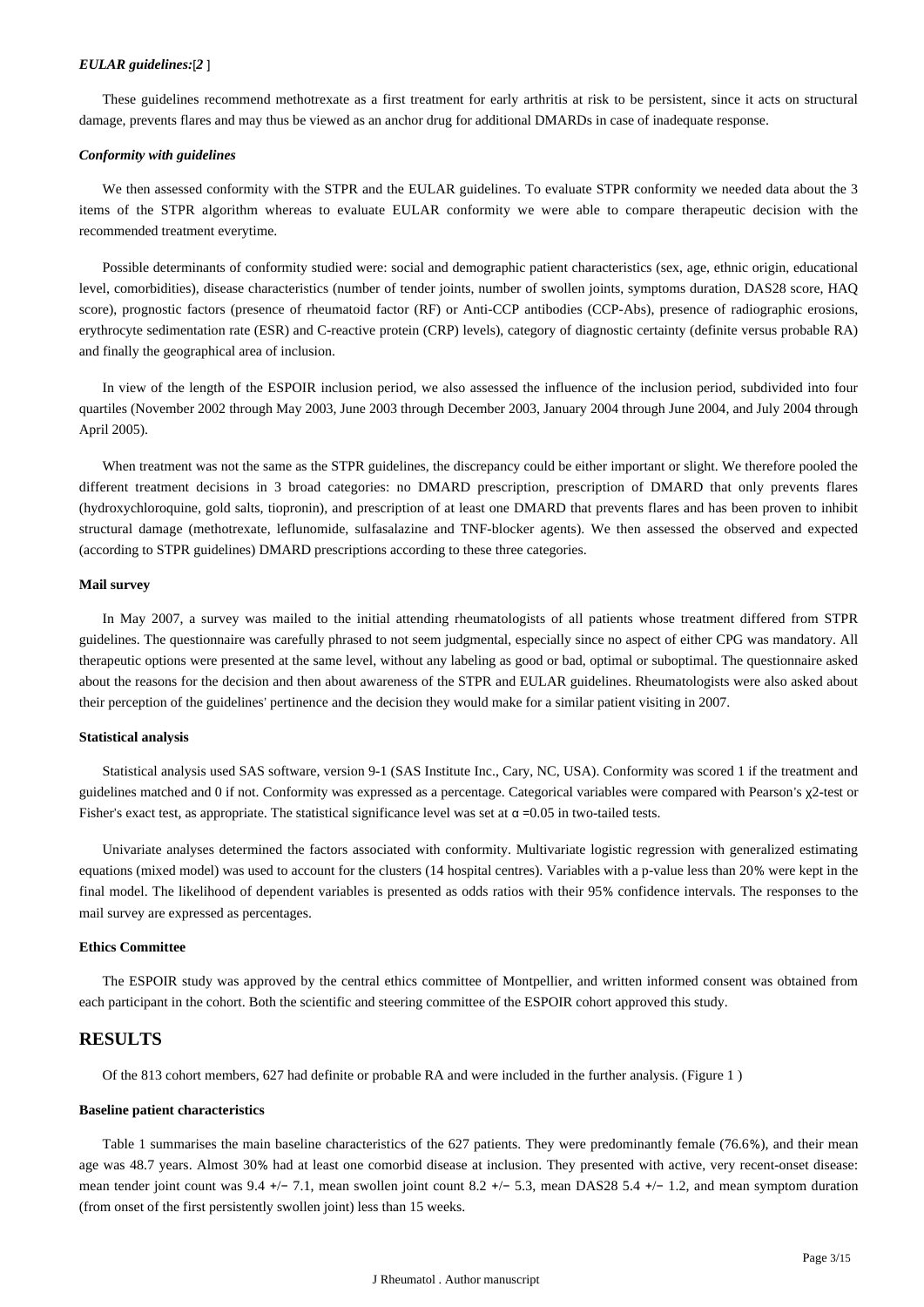*EULAR guidelines:*[*2* ]

These guidelines recommend methotrexate as a first treatment for early arthritis at risk to be persistent, since it acts on structural damage, prevents flares and may thus be viewed as an anchor drug for additional DMARDs in case of inadequate response.

#### *Conformity with guidelines*

We then assessed conformity with the STPR and the EULAR guidelines. To evaluate STPR conformity we needed data about the 3 items of the STPR algorithm whereas to evaluate EULAR conformity we were able to compare therapeutic decision with the recommended treatment everytime.

Possible determinants of conformity studied were: social and demographic patient characteristics (sex, age, ethnic origin, educational level, comorbidities), disease characteristics (number of tender joints, number of swollen joints, symptoms duration, DAS28 score, HAQ score), prognostic factors (presence of rheumatoid factor (RF) or Anti-CCP antibodies (CCP-Abs), presence of radiographic erosions, erythrocyte sedimentation rate (ESR) and C-reactive protein (CRP) levels), category of diagnostic certainty (definite versus probable RA) and finally the geographical area of inclusion.

In view of the length of the ESPOIR inclusion period, we also assessed the influence of the inclusion period, subdivided into four quartiles (November 2002 through May 2003, June 2003 through December 2003, January 2004 through June 2004, and July 2004 through April 2005).

When treatment was not the same as the STPR guidelines, the discrepancy could be either important or slight. We therefore pooled the different treatment decisions in 3 broad categories: no DMARD prescription, prescription of DMARD that only prevents flares (hydroxychloroquine, gold salts, tiopronin), and prescription of at least one DMARD that prevents flares and has been proven to inhibit structural damage (methotrexate, leflunomide, sulfasalazine and TNF-blocker agents). We then assessed the observed and expected (according to STPR guidelines) DMARD prescriptions according to these three categories.

#### **Mail survey**

In May 2007, a survey was mailed to the initial attending rheumatologists of all patients whose treatment differed from STPR guidelines. The questionnaire was carefully phrased to not seem judgmental, especially since no aspect of either CPG was mandatory. All therapeutic options were presented at the same level, without any labeling as good or bad, optimal or suboptimal. The questionnaire asked about the reasons for the decision and then about awareness of the STPR and EULAR guidelines. Rheumatologists were also asked about their perception of the guidelines' pertinence and the decision they would make for a similar patient visiting in 2007.

#### **Statistical analysis**

Statistical analysis used SAS software, version 9-1 (SAS Institute Inc., Cary, NC, USA). Conformity was scored 1 if the treatment and guidelines matched and 0 if not. Conformity was expressed as a percentage. Categorical variables were compared with Pearson's $\chi^2$-test or Fisher's exact test, as appropriate. The statistical significance level was set at $\alpha = 0.05$ in two-tailed tests.

Univariate analyses determined the factors associated with conformity. Multivariate logistic regression with generalized estimating equations (mixed model) was used to account for the clusters (14 hospital centres). Variables with a p-value less than 20% were kept in the final model. The likelihood of dependent variables is presented as odds ratios with their 95% confidence intervals. The responses to the mail survey are expressed as percentages.

#### **Ethics Committee**

The ESPOIR study was approved by the central ethics committee of Montpellier, and written informed consent was obtained from each participant in the cohort. Both the scientific and steering committee of the ESPOIR cohort approved this study.

## **RESULTS**

Of the 813 cohort members, 627 had definite or probable RA and were included in the further analysis. (Figure 1 )

#### **Baseline patient characteristics**

Table 1 summarises the main baseline characteristics of the 627 patients. They were predominantly female (76.6%), and their mean age was 48.7 years. Almost 30% had at least one comorbid disease at inclusion. They presented with active, very recent-onset disease: mean tender joint count was 9.4 +/− 7.1, mean swollen joint count 8.2 +/− 5.3, mean DAS28 5.4 +/− 1.2, and mean symptom duration (from onset of the first persistently swollen joint) less than 15 weeks.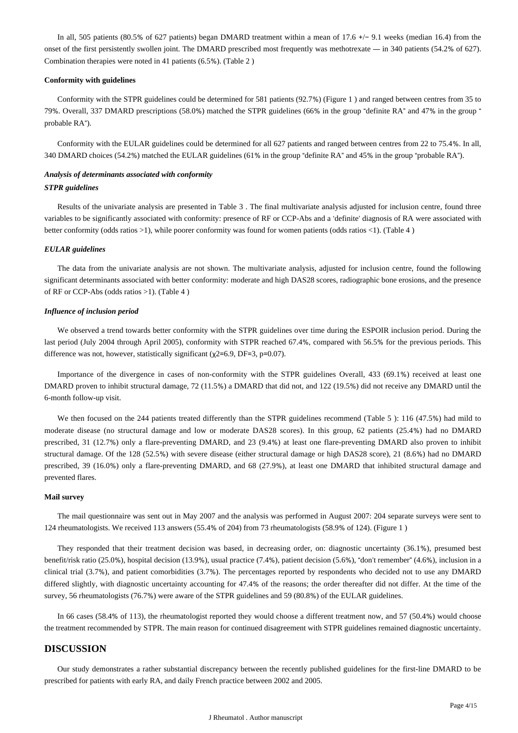In all, 505 patients (80.5% of 627 patients) began DMARD treatment within a mean of 17.6 +/− 9.1 weeks (median 16.4) from the onset of the first persistently swollen joint. The DMARD prescribed most frequently was methotrexate — in 340 patients (54.2% of 627). Combination therapies were noted in 41 patients (6.5%). (Table 2 )

#### Conformity with guidelines

Conformity with the STPR guidelines could be determined for 581 patients (92.7%) (Figure 1 ) and ranged between centres from 35 to 79%. Overall, 337 DMARD prescriptions (58.0%) matched the STPR guidelines (66% in the group "definite RA" and 47% in the group " probable RA").

Conformity with the EULAR guidelines could be determined for all 627 patients and ranged between centres from 22 to 75.4%. In all, 340 DMARD choices (54.2%) matched the EULAR guidelines (61% in the group "definite RA" and 45% in the group "probable RA").

#### *Analysis of determinants associated with conformity*

#### *STPR guidelines*

Results of the univariate analysis are presented in Table 3 . The final multivariate analysis adjusted for inclusion centre, found three variables to be significantly associated with conformity: presence of RF or CCP-Abs and a 'definite' diagnosis of RA were associated with better conformity (odds ratios >1), while poorer conformity was found for women patients (odds ratios <1). (Table 4 )

#### *EULAR guidelines*

The data from the univariate analysis are not shown. The multivariate analysis, adjusted for inclusion centre, found the following significant determinants associated with better conformity: moderate and high DAS28 scores, radiographic bone erosions, and the presence of RF or CCP-Abs (odds ratios >1). (Table 4 )

#### *Influence of inclusion period*

We observed a trend towards better conformity with the STPR guidelines over time during the ESPOIR inclusion period. During the last period (July 2004 through April 2005), conformity with STPR reached 67.4%, compared with 56.5% for the previous periods. This difference was not, however, statistically significant ($\chi^2=6.9$, DF=3, $p=0.07$).

Importance of the divergence in cases of non-conformity with the STPR guidelines Overall, 433 (69.1%) received at least one DMARD proven to inhibit structural damage, 72 (11.5%) a DMARD that did not, and 122 (19.5%) did not receive any DMARD until the 6-month follow-up visit.

We then focused on the 244 patients treated differently than the STPR guidelines recommend (Table 5 ): 116 (47.5%) had mild to moderate disease (no structural damage and low or moderate DAS28 scores). In this group, 62 patients (25.4%) had no DMARD prescribed, 31 (12.7%) only a flare-preventing DMARD, and 23 (9.4%) at least one flare-preventing DMARD also proven to inhibit structural damage. Of the 128 (52.5%) with severe disease (either structural damage or high DAS28 score), 21 (8.6%) had no DMARD prescribed, 39 (16.0%) only a flare-preventing DMARD, and 68 (27.9%), at least one DMARD that inhibited structural damage and prevented flares.

#### Mail survey

The mail questionnaire was sent out in May 2007 and the analysis was performed in August 2007: 204 separate surveys were sent to 124 rheumatologists. We received 113 answers (55.4% of 204) from 73 rheumatologists (58.9% of 124). (Figure 1 )

They responded that their treatment decision was based, in decreasing order, on: diagnostic uncertainty (36.1%), presumed best benefit/risk ratio (25.0%), hospital decision (13.9%), usual practice (7.4%), patient decision (5.6%), "don't remember" (4.6%), inclusion in a clinical trial (3.7%), and patient comorbidities (3.7%). The percentages reported by respondents who decided not to use any DMARD differed slightly, with diagnostic uncertainty accounting for 47.4% of the reasons; the order thereafter did not differ. At the time of the survey, 56 rheumatologists (76.7%) were aware of the STPR guidelines and 59 (80.8%) of the EULAR guidelines.

In 66 cases (58.4% of 113), the rheumatologist reported they would choose a different treatment now, and 57 (50.4%) would choose the treatment recommended by STPR. The main reason for continued disagreement with STPR guidelines remained diagnostic uncertainty.

## DISCUSSION

Our study demonstrates a rather substantial discrepancy between the recently published guidelines for the first-line DMARD to be prescribed for patients with early RA, and daily French practice between 2002 and 2005.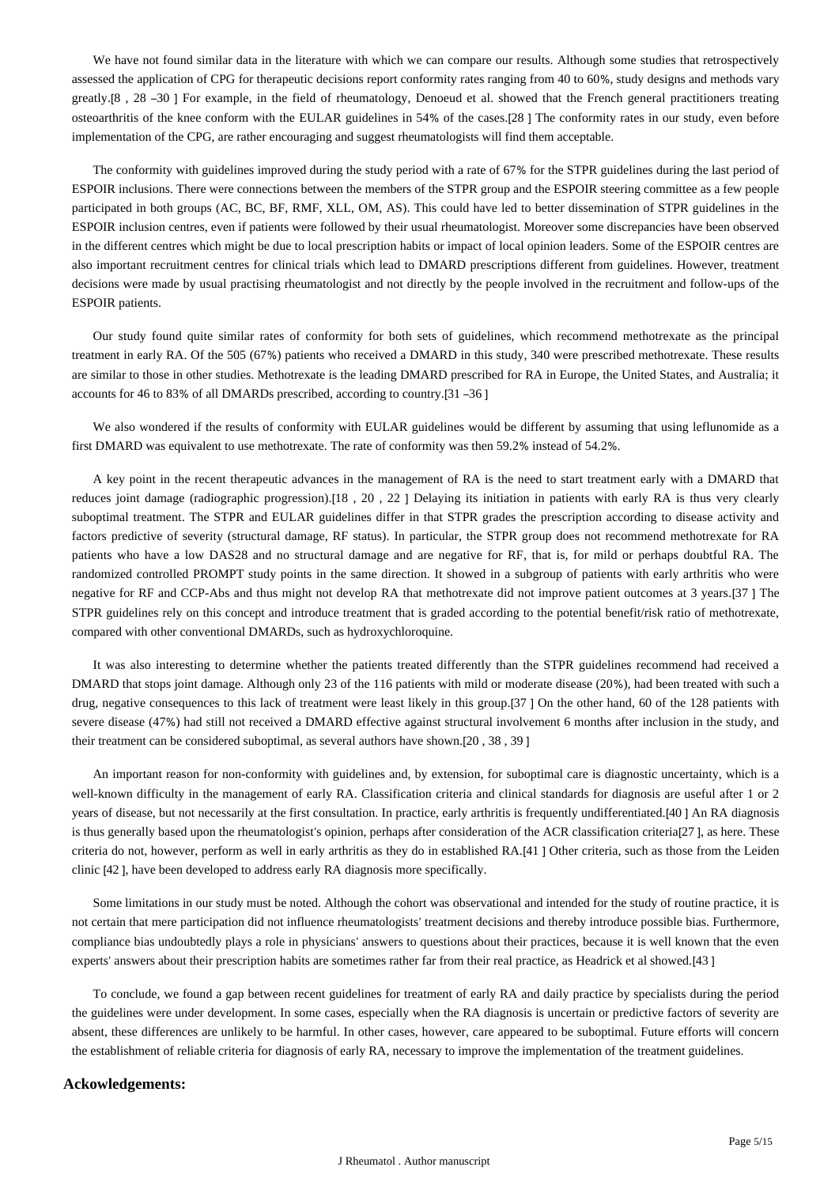We have not found similar data in the literature with which we can compare our results. Although some studies that retrospectively assessed the application of CPG for therapeutic decisions report conformity rates ranging from 40 to 60%, study designs and methods vary greatly.[8 , 28 –30 ] For example, in the field of rheumatology, Denoeud et al. showed that the French general practitioners treating osteoarthritis of the knee conform with the EULAR guidelines in 54% of the cases.[28 ] The conformity rates in our study, even before implementation of the CPG, are rather encouraging and suggest rheumatologists will find them acceptable.

The conformity with guidelines improved during the study period with a rate of 67% for the STPR guidelines during the last period of ESPOIR inclusions. There were connections between the members of the STPR group and the ESPOIR steering committee as a few people participated in both groups (AC, BC, BF, RMF, XLL, OM, AS). This could have led to better dissemination of STPR guidelines in the ESPOIR inclusion centres, even if patients were followed by their usual rheumatologist. Moreover some discrepancies have been observed in the different centres which might be due to local prescription habits or impact of local opinion leaders. Some of the ESPOIR centres are also important recruitment centres for clinical trials which lead to DMARD prescriptions different from guidelines. However, treatment decisions were made by usual practising rheumatologist and not directly by the people involved in the recruitment and follow-ups of the ESPOIR patients.

Our study found quite similar rates of conformity for both sets of guidelines, which recommend methotrexate as the principal treatment in early RA. Of the 505 (67%) patients who received a DMARD in this study, 340 were prescribed methotrexate. These results are similar to those in other studies. Methotrexate is the leading DMARD prescribed for RA in Europe, the United States, and Australia; it accounts for 46 to 83% of all DMARDs prescribed, according to country.[31 –36 ]

We also wondered if the results of conformity with EULAR guidelines would be different by assuming that using leflunomide as a first DMARD was equivalent to use methotrexate. The rate of conformity was then 59.2% instead of 54.2%.

A key point in the recent therapeutic advances in the management of RA is the need to start treatment early with a DMARD that reduces joint damage (radiographic progression).[18 , 20 , 22 ] Delaying its initiation in patients with early RA is thus very clearly suboptimal treatment. The STPR and EULAR guidelines differ in that STPR grades the prescription according to disease activity and factors predictive of severity (structural damage, RF status). In particular, the STPR group does not recommend methotrexate for RA patients who have a low DAS28 and no structural damage and are negative for RF, that is, for mild or perhaps doubtful RA. The randomized controlled PROMPT study points in the same direction. It showed in a subgroup of patients with early arthritis who were negative for RF and CCP-Abs and thus might not develop RA that methotrexate did not improve patient outcomes at 3 years.[37 ] The STPR guidelines rely on this concept and introduce treatment that is graded according to the potential benefit/risk ratio of methotrexate, compared with other conventional DMARDs, such as hydroxychloroquine.

It was also interesting to determine whether the patients treated differently than the STPR guidelines recommend had received a DMARD that stops joint damage. Although only 23 of the 116 patients with mild or moderate disease (20%), had been treated with such a drug, negative consequences to this lack of treatment were least likely in this group.[37 ] On the other hand, 60 of the 128 patients with severe disease (47%) had still not received a DMARD effective against structural involvement 6 months after inclusion in the study, and their treatment can be considered suboptimal, as several authors have shown.[20 , 38 , 39 ]

An important reason for non-conformity with guidelines and, by extension, for suboptimal care is diagnostic uncertainty, which is a well-known difficulty in the management of early RA. Classification criteria and clinical standards for diagnosis are useful after 1 or 2 years of disease, but not necessarily at the first consultation. In practice, early arthritis is frequently undifferentiated.[40 ] An RA diagnosis is thus generally based upon the rheumatologist's opinion, perhaps after consideration of the ACR classification criteria[27 ], as here. These criteria do not, however, perform as well in early arthritis as they do in established RA.[41 ] Other criteria, such as those from the Leiden clinic [42 ], have been developed to address early RA diagnosis more specifically.

Some limitations in our study must be noted. Although the cohort was observational and intended for the study of routine practice, it is not certain that mere participation did not influence rheumatologists' treatment decisions and thereby introduce possible bias. Furthermore, compliance bias undoubtedly plays a role in physicians' answers to questions about their practices, because it is well known that the even experts' answers about their prescription habits are sometimes rather far from their real practice, as Headrick et al showed.[43 ]

To conclude, we found a gap between recent guidelines for treatment of early RA and daily practice by specialists during the period the guidelines were under development. In some cases, especially when the RA diagnosis is uncertain or predictive factors of severity are absent, these differences are unlikely to be harmful. In other cases, however, care appeared to be suboptimal. Future efforts will concern the establishment of reliable criteria for diagnosis of early RA, necessary to improve the implementation of the treatment guidelines.

## Ackowledgements: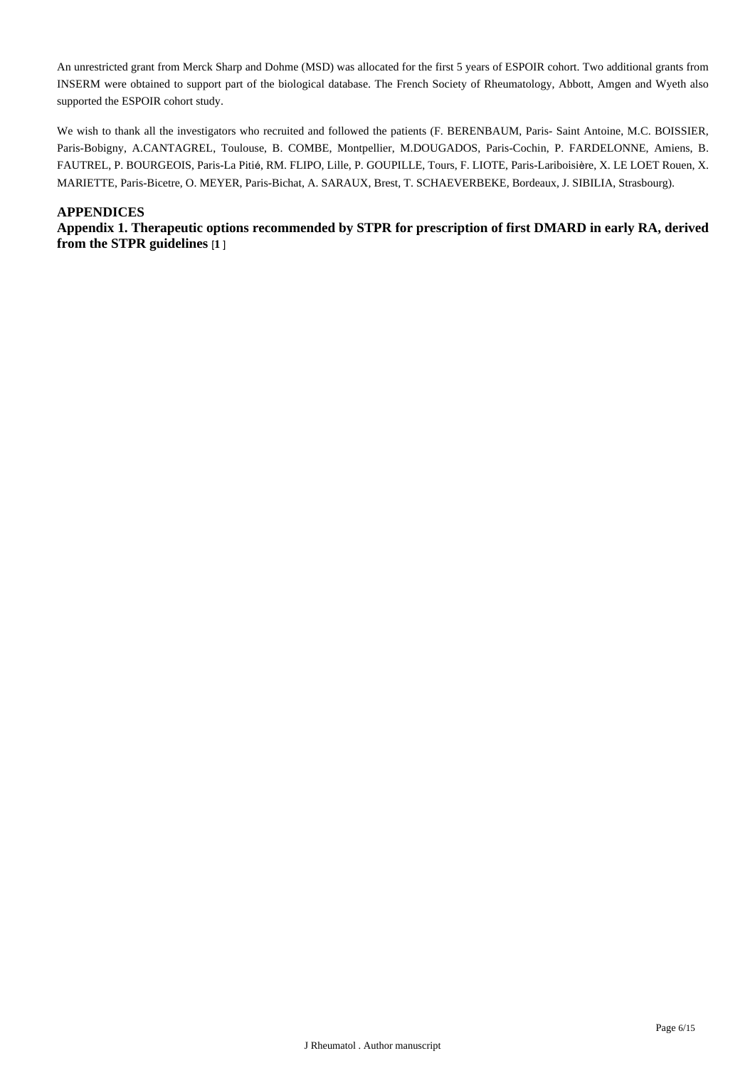An unrestricted grant from Merck Sharp and Dohme (MSD) was allocated for the first 5 years of ESPOIR cohort. Two additional grants from INSERM were obtained to support part of the biological database. The French Society of Rheumatology, Abbott, Amgen and Wyeth also supported the ESPOIR cohort study.

We wish to thank all the investigators who recruited and followed the patients (F. BERENBAUM, Paris- Saint Antoine, M.C. BOISSIER, Paris-Bobigny, A.CANTAGREL, Toulouse, B. COMBE, Montpellier, M.DOUGADOS, Paris-Cochin, P. FARDELONNE, Amiens, B. FAUTREL, P. BOURGEOIS, Paris-La Pitié, RM. FLIPO, Lille, P. GOUPILLE, Tours, F. LIOTE, Paris-Lariboisière, X. LE LOET Rouen, X. MARIETTE, Paris-Bicetre, O. MEYER, Paris-Bichat, A. SARAUX, Brest, T. SCHAEVERBEKE, Bordeaux, J. SIBILIA, Strasbourg).

## APPENDICES

### Appendix 1. Therapeutic options recommended by STPR for prescription of first DMARD in early RA, derived from the STPR guidelines [1]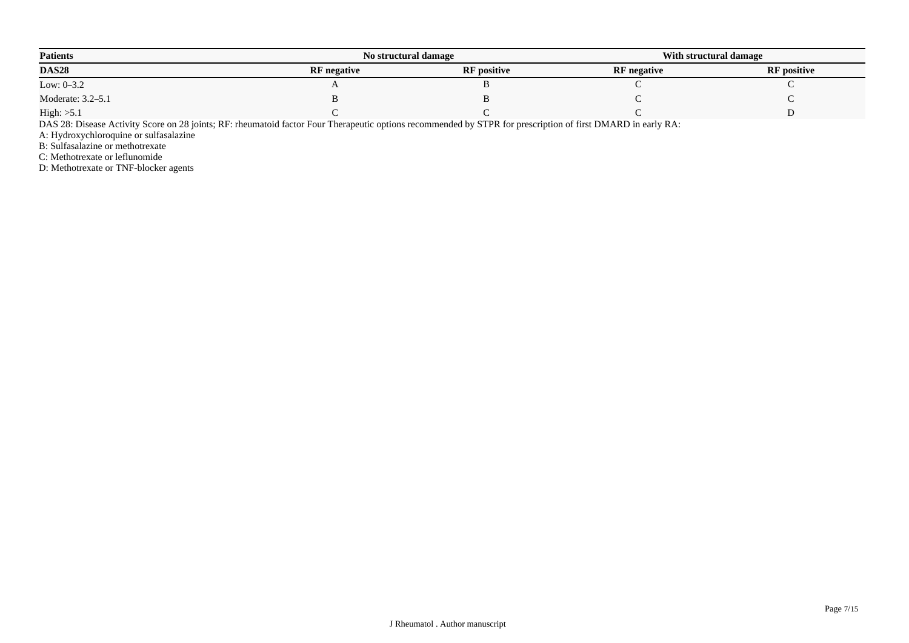| Patients | No structural damage | | With structural damage | |
| --- | --- | --- | --- | --- |
| **DAS28** | **RF negative** | **RF positive** | **RF negative** | **RF positive** |
| Low: 0–3.2 | A | B | C | C |
| Moderate: 3.2–5.1 | B | B | C | C |
| High: >5.1 | C | C | C | D |

DAS 28: Disease Activity Score on 28 joints; RF: rheumatoid factor Four Therapeutic options recommended by STPR for prescription of first DMARD in early RA:

A: Hydroxychloroquine or sulfasalazine

B: Sulfasalazine or methotrexate

C: Methotrexate or leflunomide

D: Methotrexate or TNF-blocker agents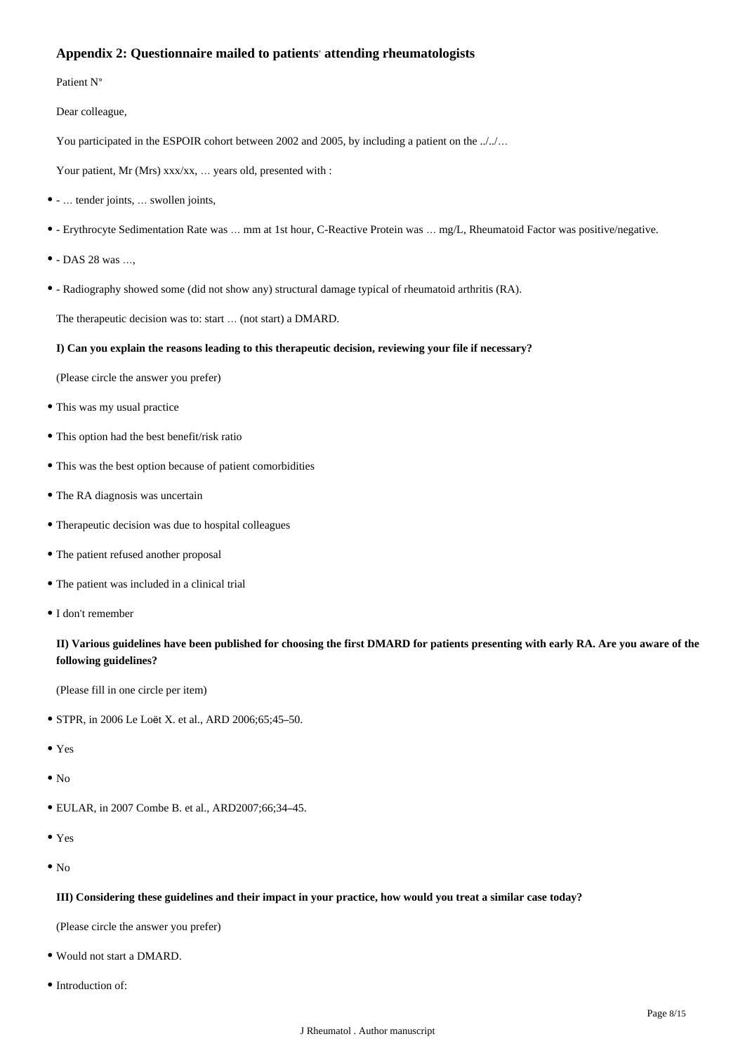### Appendix 2: Questionnaire mailed to patients' attending rheumatologists

Patient N°

Dear colleague,

You participated in the ESPOIR cohort between 2002 and 2005, by including a patient on the ../../…

Your patient, Mr (Mrs) xxx/xx, … years old, presented with :

- - … tender joints, … swollen joints,
- - Erythrocyte Sedimentation Rate was … mm at 1st hour, C-Reactive Protein was … mg/L, Rheumatoid Factor was positive/negative.
- - DAS 28 was …,
- - Radiography showed some (did not show any) structural damage typical of rheumatoid arthritis (RA).

The therapeutic decision was to: start … (not start) a DMARD.

**I) Can you explain the reasons leading to this therapeutic decision, reviewing your file if necessary?**

(Please circle the answer you prefer)

- This was my usual practice
- This option had the best benefit/risk ratio
- This was the best option because of patient comorbidities
- The RA diagnosis was uncertain
- Therapeutic decision was due to hospital colleagues
- The patient refused another proposal
- The patient was included in a clinical trial
- I don't remember

**II) Various guidelines have been published for choosing the first DMARD for patients presenting with early RA. Are you aware of the following guidelines?**

(Please fill in one circle per item)

- STPR, in 2006 Le Loët X. et al., ARD 2006;65;45–50.
- Yes
- No
- EULAR, in 2007 Combe B. et al., ARD2007;66;34–45.
- Yes
- No

**III) Considering these guidelines and their impact in your practice, how would you treat a similar case today?**

(Please circle the answer you prefer)

- Would not start a DMARD.
- Introduction of: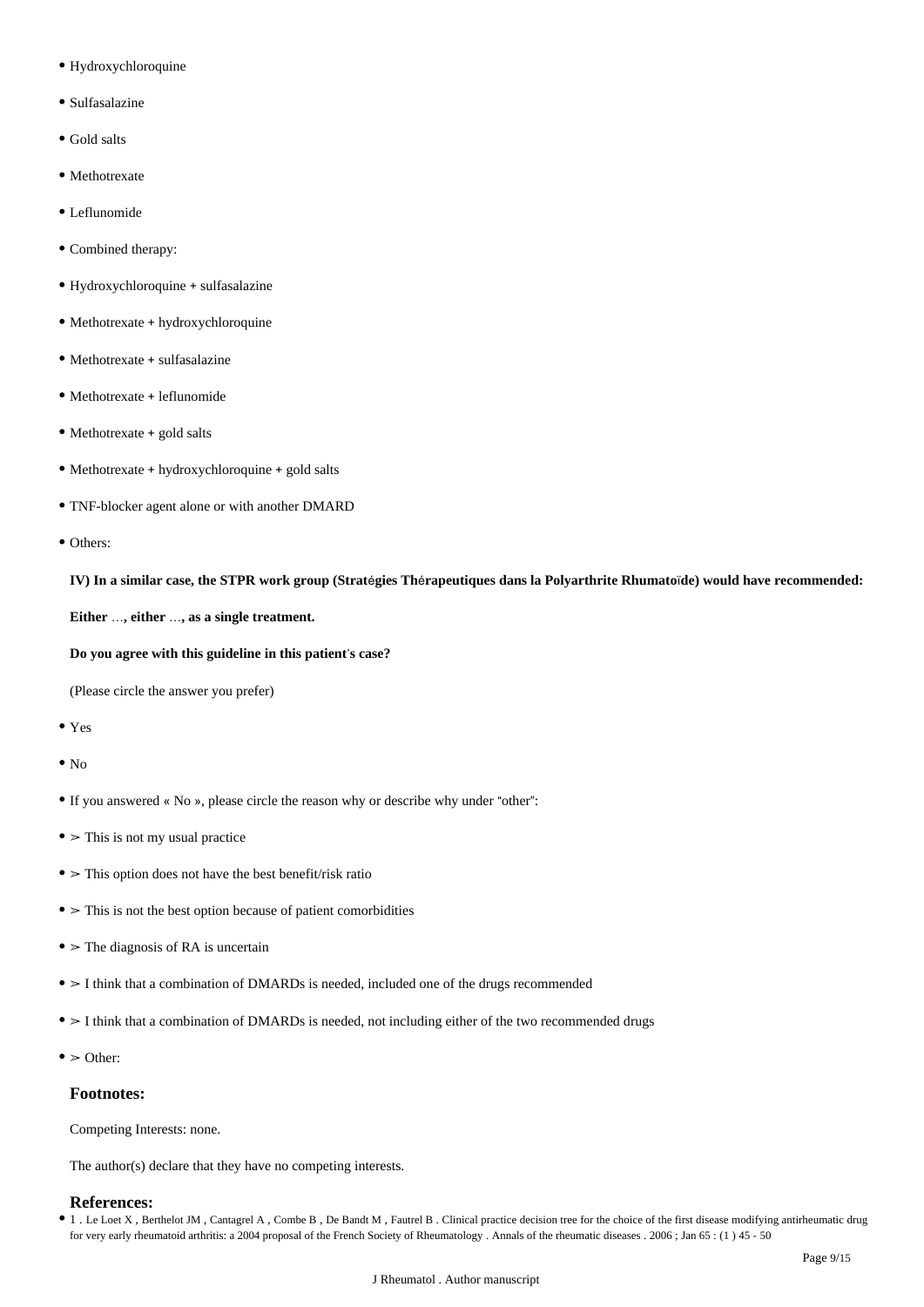- Hydroxychloroquine
- Sulfasalazine
- Gold salts
- Methotrexate
- Leflunomide
- Combined therapy:
- Hydroxychloroquine + sulfasalazine
- Methotrexate + hydroxychloroquine
- Methotrexate + sulfasalazine
- Methotrexate + leflunomide
- Methotrexate + gold salts
- Methotrexate + hydroxychloroquine + gold salts
- TNF-blocker agent alone or with another DMARD
- Others:

**IV) In a similar case, the STPR work group (Stratégies Thérapeutiques dans la Polyarthrite Rhumatoïde) would have recommended:**

**Either …, either …, as a single treatment.**

**Do you agree with this guideline in this patient's case?**

(Please circle the answer you prefer)

- Yes
- No
- If you answered « No », please circle the reason why or describe why under "other":
- ➢ This is not my usual practice
- ➢ This option does not have the best benefit/risk ratio
- ➢ This is not the best option because of patient comorbidities
- ➢ The diagnosis of RA is uncertain
- ➢ I think that a combination of DMARDs is needed, included one of the drugs recommended
- ➢ I think that a combination of DMARDs is needed, not including either of the two recommended drugs
- ➢ Other:

## Footnotes:

Competing Interests: none.

The author(s) declare that they have no competing interests.

## References:

- 1 . Le Loet X , Berthelot JM , Cantagrel A , Combe B , De Bandt M , Fautrel B . Clinical practice decision tree for the choice of the first disease modifying antirheumatic drug for very early rheumatoid arthritis: a 2004 proposal of the French Society of Rheumatology . Annals of the rheumatic diseases . 2006 ; Jan 65 : (1 ) 45 - 50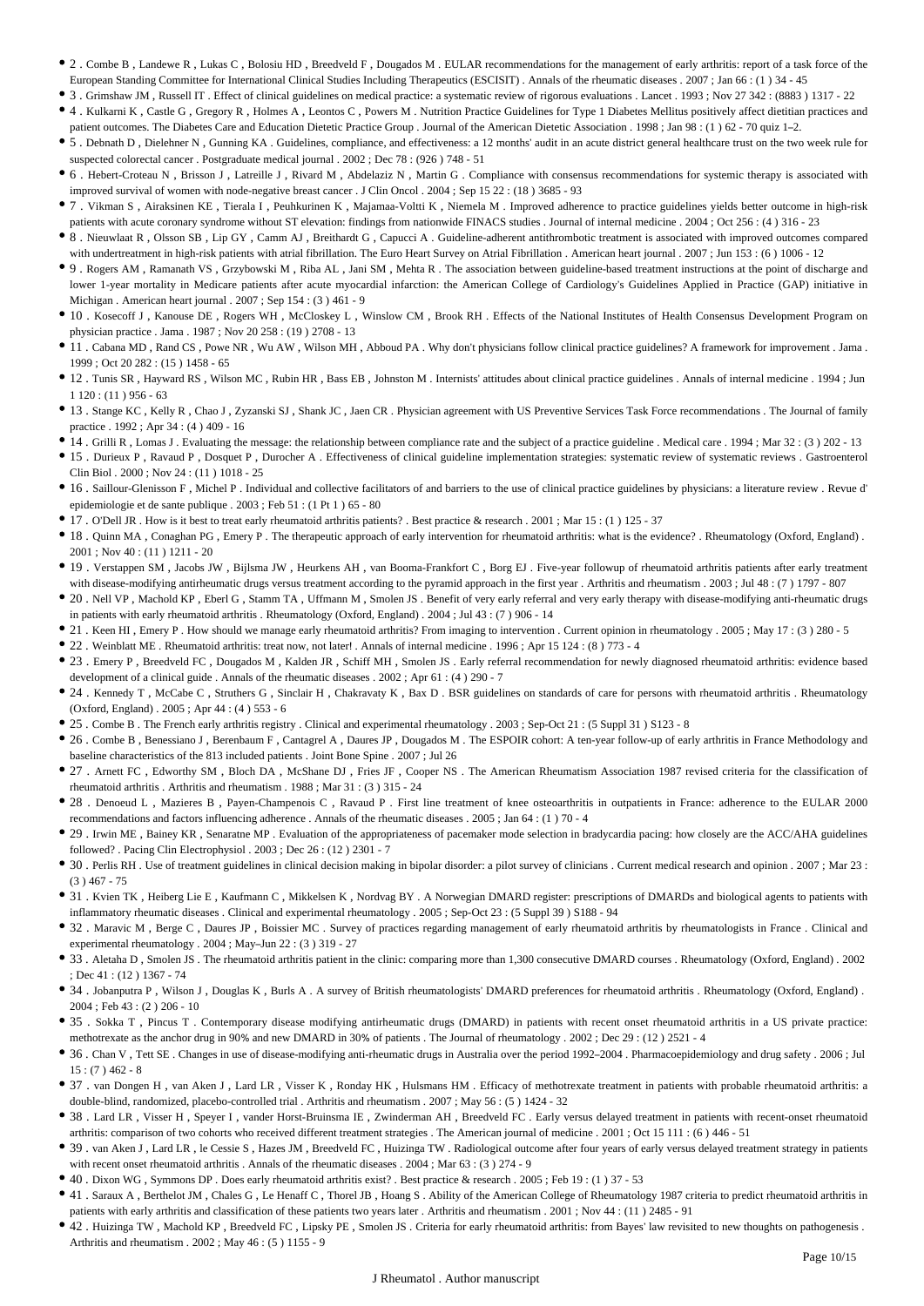- 2 . Combe B , Landewe R , Lukas C , Bolosiu HD , Breedveld F , Dougados M . EULAR recommendations for the management of early arthritis: report of a task force of the European Standing Committee for International Clinical Studies Including Therapeutics (ESCISIT) . Annals of the rheumatic diseases . 2007 ; Jan 66 : (1 ) 34 - 45
- 3 . Grimshaw JM , Russell IT . Effect of clinical guidelines on medical practice: a systematic review of rigorous evaluations . Lancet . 1993 ; Nov 27 342 : (8883 ) 1317 - 22
- 4 . Kulkarni K , Castle G , Gregory R , Holmes A , Leontos C , Powers M . Nutrition Practice Guidelines for Type 1 Diabetes Mellitus positively affect dietitian practices and patient outcomes. The Diabetes Care and Education Dietetic Practice Group . Journal of the American Dietetic Association . 1998 ; Jan 98 : (1 ) 62 - 70 quiz 1–2.
- 5 . Debnath D , Dielehner N , Gunning KA . Guidelines, compliance, and effectiveness: a 12 months' audit in an acute district general healthcare trust on the two week rule for suspected colorectal cancer . Postgraduate medical journal . 2002 ; Dec 78 : (926 ) 748 - 51
- 6 . Hebert-Croteau N , Brisson J , Latreille J , Rivard M , Abdelaziz N , Martin G . Compliance with consensus recommendations for systemic therapy is associated with improved survival of women with node-negative breast cancer . J Clin Oncol . 2004 ; Sep 15 22 : (18 ) 3685 - 93
- 7 . Vikman S , Airaksinen KE , Tierala I , Peuhkurinen K , Majamaa-Voltti K , Niemela M . Improved adherence to practice guidelines yields better outcome in high-risk patients with acute coronary syndrome without ST elevation: findings from nationwide FINACS studies . Journal of internal medicine . 2004 ; Oct 256 : (4 ) 316 - 23
- 8 . Nieuwlaat R , Olsson SB , Lip GY , Camm AJ , Breithardt G , Capucci A . Guideline-adherent antithrombotic treatment is associated with improved outcomes compared with undertreatment in high-risk patients with atrial fibrillation. The Euro Heart Survey on Atrial Fibrillation . American heart journal . 2007 ; Jun 153 : (6 ) 1006 - 12
- 9 . Rogers AM , Ramanath VS , Grzybowski M , Riba AL , Jani SM , Mehta R . The association between guideline-based treatment instructions at the point of discharge and lower 1-year mortality in Medicare patients after acute myocardial infarction: the American College of Cardiology's Guidelines Applied in Practice (GAP) initiative in Michigan . American heart journal . 2007 ; Sep 154 : (3 ) 461 - 9
- 10 . Kosecoff J , Kanouse DE , Rogers WH , McCloskey L , Winslow CM , Brook RH . Effects of the National Institutes of Health Consensus Development Program on physician practice . Jama . 1987 ; Nov 20 258 : (19 ) 2708 - 13
- 11 . Cabana MD , Rand CS , Powe NR , Wu AW , Wilson MH , Abboud PA . Why don't physicians follow clinical practice guidelines? A framework for improvement . Jama . 1999 ; Oct 20 282 : (15 ) 1458 - 65
- 12 . Tunis SR , Hayward RS , Wilson MC , Rubin HR , Bass EB , Johnston M . Internists' attitudes about clinical practice guidelines . Annals of internal medicine . 1994 ; Jun 1 120 : (11 ) 956 - 63
- 13 . Stange KC , Kelly R , Chao J , Zyzanski SJ , Shank JC , Jaen CR . Physician agreement with US Preventive Services Task Force recommendations . The Journal of family practice . 1992 ; Apr 34 : (4 ) 409 - 16
- 14 . Grilli R , Lomas J . Evaluating the message: the relationship between compliance rate and the subject of a practice guideline . Medical care . 1994 ; Mar 32 : (3 ) 202 - 13
- 15 . Durieux P , Ravaud P , Dosquet P , Durocher A . Effectiveness of clinical guideline implementation strategies: systematic review of systematic reviews . Gastroenterol Clin Biol . 2000 ; Nov 24 : (11 ) 1018 - 25
- 16 . Saillour-Glenisson F , Michel P . Individual and collective facilitators of and barriers to the use of clinical practice guidelines by physicians: a literature review . Revue d' epidemiologie et de sante publique . 2003 ; Feb 51 : (1 Pt 1 ) 65 - 80
- 17 . O'Dell JR . How is it best to treat early rheumatoid arthritis patients? . Best practice & research . 2001 ; Mar 15 : (1 ) 125 - 37
- 18 . Quinn MA , Conaghan PG , Emery P . The therapeutic approach of early intervention for rheumatoid arthritis: what is the evidence? . Rheumatology (Oxford, England) . 2001 ; Nov 40 : (11 ) 1211 - 20
- 19 . Verstappen SM , Jacobs JW , Bijlsma JW , Heurkens AH , van Booma-Frankfort C , Borg EJ . Five-year followup of rheumatoid arthritis patients after early treatment with disease-modifying antirheumatic drugs versus treatment according to the pyramid approach in the first year . Arthritis and rheumatism . 2003 ; Jul 48 : (7 ) 1797 - 807
- 20 . Nell VP , Machold KP , Eberl G , Stamm TA , Uffmann M , Smolen JS . Benefit of very early referral and very early therapy with disease-modifying anti-rheumatic drugs in patients with early rheumatoid arthritis . Rheumatology (Oxford, England) . 2004 ; Jul 43 : (7 ) 906 - 14
- 21 . Keen HI , Emery P . How should we manage early rheumatoid arthritis? From imaging to intervention . Current opinion in rheumatology . 2005 ; May 17 : (3 ) 280 - 5
- 22 . Weinblatt ME . Rheumatoid arthritis: treat now, not later! . Annals of internal medicine . 1996 ; Apr 15 124 : (8 ) 773 - 4
- 23 . Emery P , Breedveld FC , Dougados M , Kalden JR , Schiff MH , Smolen JS . Early referral recommendation for newly diagnosed rheumatoid arthritis: evidence based development of a clinical guide . Annals of the rheumatic diseases . 2002 ; Apr 61 : (4 ) 290 - 7
- 24 . Kennedy T , McCabe C , Struthers G , Sinclair H , Chakravaty K , Bax D . BSR guidelines on standards of care for persons with rheumatoid arthritis . Rheumatology (Oxford, England) . 2005 ; Apr 44 : (4 ) 553 - 6
- 25 . Combe B . The French early arthritis registry . Clinical and experimental rheumatology . 2003 ; Sep-Oct 21 : (5 Suppl 31 ) S123 - 8
- 26 . Combe B , Benessiano J , Berenbaum F , Cantagrel A , Daures JP , Dougados M . The ESPOIR cohort: A ten-year follow-up of early arthritis in France Methodology and baseline characteristics of the 813 included patients . Joint Bone Spine . 2007 ; Jul 26
- 27 . Arnett FC , Edworthy SM , Bloch DA , McShane DJ , Fries JF , Cooper NS . The American Rheumatism Association 1987 revised criteria for the classification of rheumatoid arthritis . Arthritis and rheumatism . 1988 ; Mar 31 : (3 ) 315 - 24
- 28 . Denoeud L , Mazieres B , Payen-Champenois C , Ravaud P . First line treatment of knee osteoarthritis in outpatients in France: adherence to the EULAR 2000 recommendations and factors influencing adherence . Annals of the rheumatic diseases . 2005 ; Jan 64 : (1 ) 70 - 4
- 29 . Irwin ME , Bainey KR , Senaratne MP . Evaluation of the appropriateness of pacemaker mode selection in bradycardia pacing: how closely are the ACC/AHA guidelines followed? . Pacing Clin Electrophysiol . 2003 ; Dec 26 : (12 ) 2301 - 7
- 30 . Perlis RH . Use of treatment guidelines in clinical decision making in bipolar disorder: a pilot survey of clinicians . Current medical research and opinion . 2007 ; Mar 23 : (3 ) 467 - 75
- 31 . Kvien TK , Heiberg Lie E , Kaufmann C , Mikkelsen K , Nordvag BY . A Norwegian DMARD register: prescriptions of DMARDs and biological agents to patients with inflammatory rheumatic diseases . Clinical and experimental rheumatology . 2005 ; Sep-Oct 23 : (5 Suppl 39 ) S188 - 94
- 32 . Maravic M , Berge C , Daures JP , Boissier MC . Survey of practices regarding management of early rheumatoid arthritis by rheumatologists in France . Clinical and experimental rheumatology . 2004 ; May–Jun 22 : (3 ) 319 - 27
- 33 . Aletaha D , Smolen JS . The rheumatoid arthritis patient in the clinic: comparing more than 1,300 consecutive DMARD courses . Rheumatology (Oxford, England) . 2002 ; Dec 41 : (12 ) 1367 - 74
- 34 . Jobanputra P , Wilson J , Douglas K , Burls A . A survey of British rheumatologists' DMARD preferences for rheumatoid arthritis . Rheumatology (Oxford, England) . 2004 ; Feb 43 : (2 ) 206 - 10
- 35 . Sokka T , Pincus T . Contemporary disease modifying antirheumatic drugs (DMARD) in patients with recent onset rheumatoid arthritis in a US private practice: methotrexate as the anchor drug in 90% and new DMARD in 30% of patients . The Journal of rheumatology . 2002 ; Dec 29 : (12 ) 2521 - 4
- 36 . Chan V , Tett SE . Changes in use of disease-modifying anti-rheumatic drugs in Australia over the period 1992–2004 . Pharmacoepidemiology and drug safety . 2006 ; Jul 15 : (7 ) 462 - 8
- 37 . van Dongen H , van Aken J , Lard LR , Visser K , Ronday HK , Hulsmans HM . Efficacy of methotrexate treatment in patients with probable rheumatoid arthritis: a double-blind, randomized, placebo-controlled trial . Arthritis and rheumatism . 2007 ; May 56 : (5 ) 1424 - 32
- 38 . Lard LR , Visser H , Speyer I , vander Horst-Bruinsma IE , Zwinderman AH , Breedveld FC . Early versus delayed treatment in patients with recent-onset rheumatoid arthritis: comparison of two cohorts who received different treatment strategies . The American journal of medicine . 2001 ; Oct 15 111 : (6 ) 446 - 51
- 39 . van Aken J , Lard LR , le Cessie S , Hazes JM , Breedveld FC , Huizinga TW . Radiological outcome after four years of early versus delayed treatment strategy in patients with recent onset rheumatoid arthritis . Annals of the rheumatic diseases . 2004 ; Mar 63 : (3 ) 274 - 9
- 40 . Dixon WG , Symmons DP . Does early rheumatoid arthritis exist? . Best practice & research . 2005 ; Feb 19 : (1 ) 37 - 53
- 41 . Saraux A , Berthelot JM , Chales G , Le Henaff C , Thorel JB , Hoang S . Ability of the American College of Rheumatology 1987 criteria to predict rheumatoid arthritis in patients with early arthritis and classification of these patients two years later . Arthritis and rheumatism . 2001 ; Nov 44 : (11 ) 2485 - 91
- 42 . Huizinga TW , Machold KP , Breedveld FC , Lipsky PE , Smolen JS . Criteria for early rheumatoid arthritis: from Bayes' law revisited to new thoughts on pathogenesis . Arthritis and rheumatism . 2002 ; May 46 : (5 ) 1155 - 9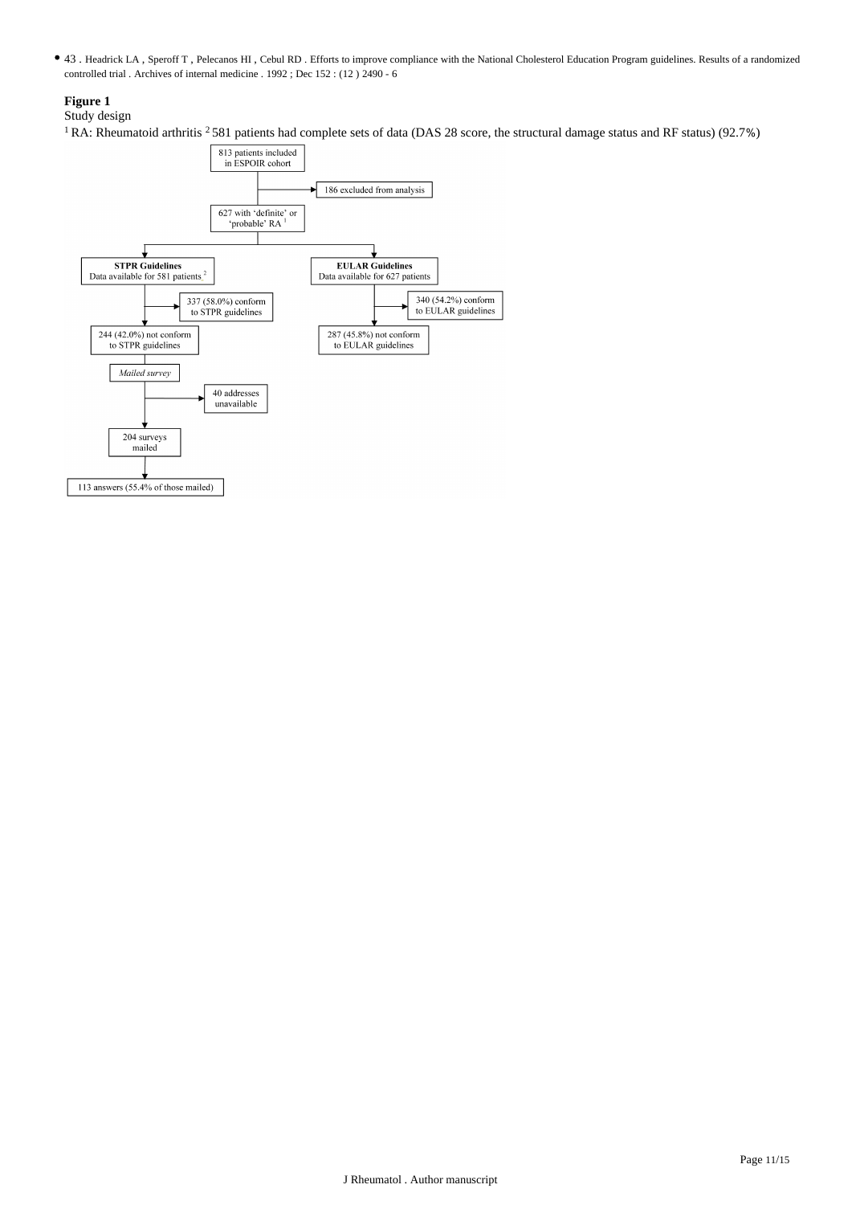- 43 . Headrick LA , Speroff T , Pelecanos HI , Cebul RD . Efforts to improve compliance with the National Cholesterol Education Program guidelines. Results of a randomized controlled trial . Archives of internal medicine . 1992 ; Dec 152 : (12 ) 2490 - 6

**Figure 1**

Study design

[1] RA: Rheumatoid arthritis [2] 581 patients had complete sets of data (DAS 28 score, the structural damage status and RF status) (92.7%)

813 patients included in ESPOIR cohort

186 excluded from analysis

627 with 'definite' or 'probable' RA [1]

**STPR Guidelines**
Data available for 581 patients [2]

337 (58.0%) conform to STPR guidelines

244 (42.0%) not conform to STPR guidelines

*Mailed survey*

40 addresses unavailable

204 surveys mailed

113 answers (55.4% of those mailed)

**EULAR Guidelines**
Data available for 627 patients

340 (54.2%) conform to EULAR guidelines

287 (45.8%) not conform to EULAR guidelines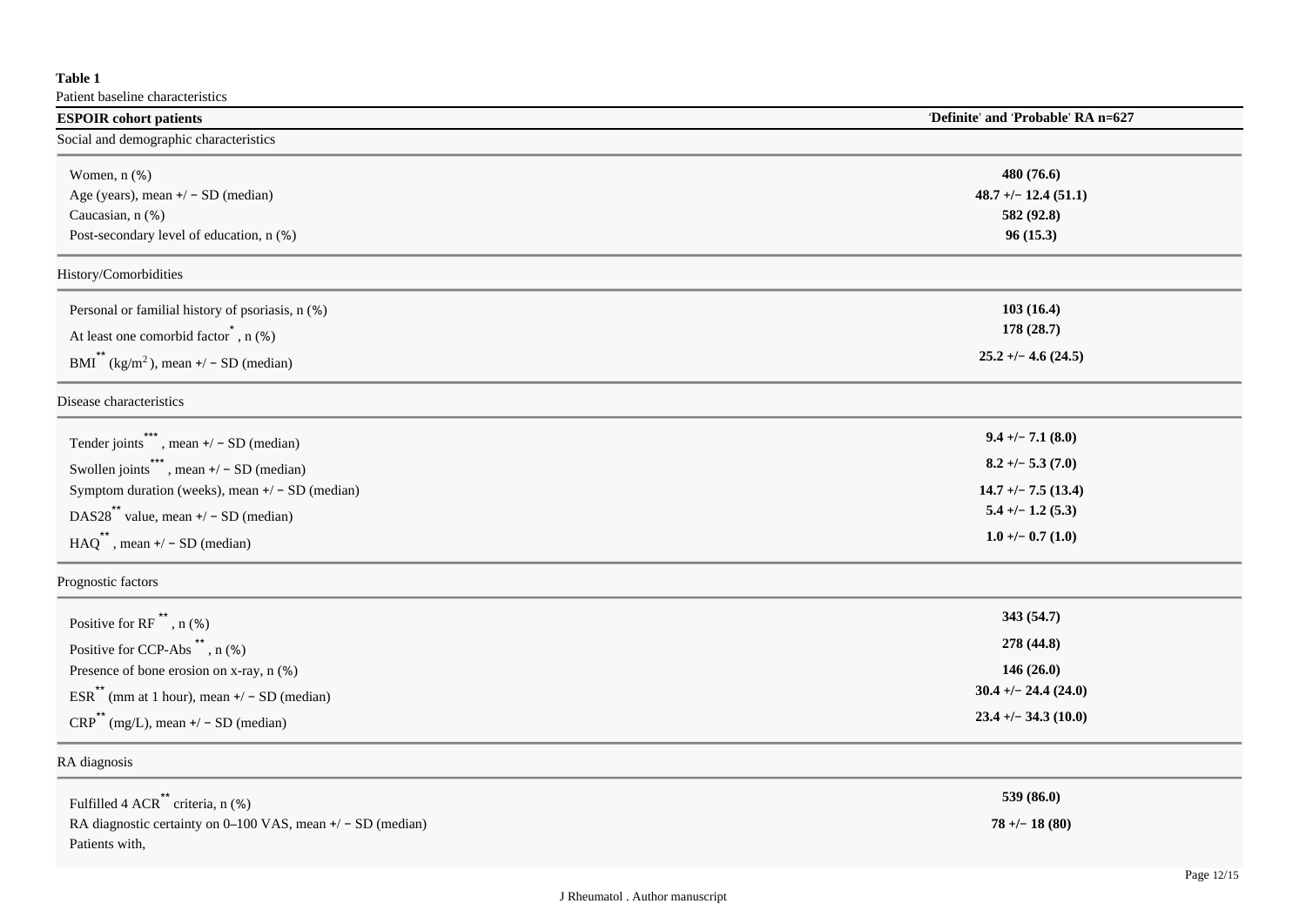**Table 1**

Patient baseline characteristics

| ESPOIR cohort patients | 'Definite' and 'Probable' RA n=627 |
|---|---|
| Social and demographic characteristics | |
| Women, n (%) | **480 (76.6)** |
| Age (years), mean +/ − SD (median) | **48.7 +/− 12.4 (51.1)** |
| Caucasian, n (%) | **582 (92.8)** |
| Post-secondary level of education, n (%) | **96 (15.3)** |
| History/Comorbidities | |
| Personal or familial history of psoriasis, n (%) | **103 (16.4)** |
| At least one comorbid factor*, n (%) | **178 (28.7)** |
| BMI** (kg/$m^2$), mean +/ − SD (median) | **25.2 +/− 4.6 (24.5)** |
| Disease characteristics | |
| Tender joints***, mean +/ − SD (median) | **9.4 +/− 7.1 (8.0)** |
| Swollen joints***, mean +/ − SD (median) | **8.2 +/− 5.3 (7.0)** |
| Symptom duration (weeks), mean +/ − SD (median) | **14.7 +/− 7.5 (13.4)** |
| DAS28** value, mean +/ − SD (median) | **5.4 +/− 1.2 (5.3)** |
| HAQ**, mean +/ − SD (median) | **1.0 +/− 0.7 (1.0)** |
| Prognostic factors | |
| Positive for RF**, n (%) | **343 (54.7)** |
| Positive for CCP-Abs**, n (%) | **278 (44.8)** |
| Presence of bone erosion on x-ray, n (%) | **146 (26.0)** |
| ESR** (mm at 1 hour), mean +/ − SD (median) | **30.4 +/− 24.4 (24.0)** |
| CRP** (mg/L), mean +/ − SD (median) | **23.4 +/− 34.3 (10.0)** |
| RA diagnosis | |
| Fulfilled 4 ACR** criteria, n (%) | **539 (86.0)** |
| RA diagnostic certainty on 0–100 VAS, mean +/ − SD (median) | **78 +/− 18 (80)** |
| Patients with, | |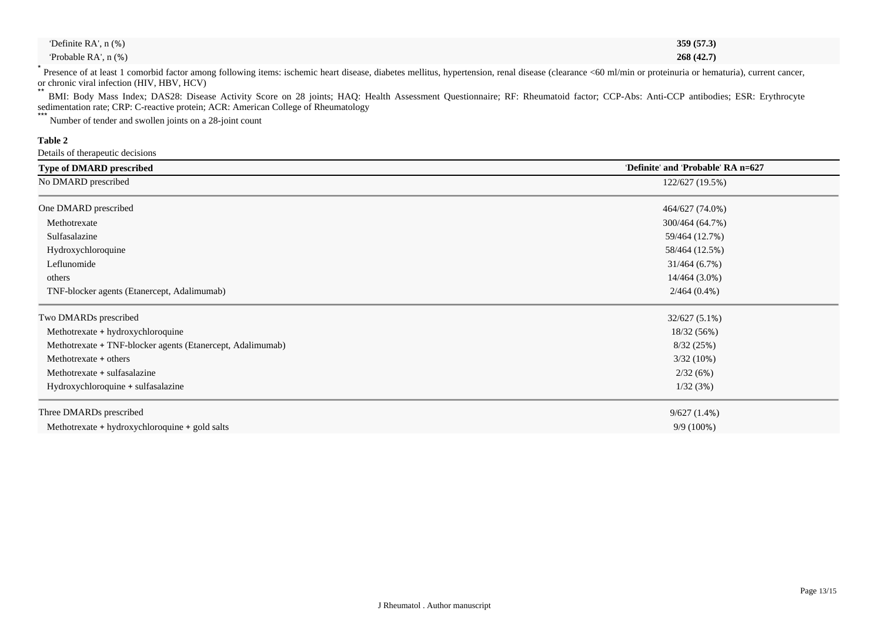| | |
|---|---|
| 'Definite RA', n (%) | **359 (57.3)** |
| 'Probable RA', n (%) | **268 (42.7)** |

\* Presence of at least 1 comorbid factor among following items: ischemic heart disease, diabetes mellitus, hypertension, renal disease (clearance <60 ml/min or proteinuria or hematuria), current cancer, or chronic viral infection (HIV, HBV, HCV)

\*\* BMI: Body Mass Index; DAS28: Disease Activity Score on 28 joints; HAQ: Health Assessment Questionnaire; RF: Rheumatoid factor; CCP-Abs: Anti-CCP antibodies; ESR: Erythrocyte sedimentation rate; CRP: C-reactive protein; ACR: American College of Rheumatology

\*\*\* Number of tender and swollen joints on a 28-joint count

**Table 2**

Details of therapeutic decisions

| Type of DMARD prescribed | 'Definite' and 'Probable' RA n=627 |
|---|---|
| No DMARD prescribed | 122/627 (19.5%) |
| One DMARD prescribed | 464/627 (74.0%) |
| Methotrexate | 300/464 (64.7%) |
| Sulfasalazine | 59/464 (12.7%) |
| Hydroxychloroquine | 58/464 (12.5%) |
| Leflunomide | 31/464 (6.7%) |
| others | 14/464 (3.0%) |
| TNF-blocker agents (Etanercept, Adalimumab) | 2/464 (0.4%) |
| Two DMARDs prescribed | 32/627 (5.1%) |
| Methotrexate + hydroxychloroquine | 18/32 (56%) |
| Methotrexate + TNF-blocker agents (Etanercept, Adalimumab) | 8/32 (25%) |
| Methotrexate + others | 3/32 (10%) |
| Methotrexate + sulfasalazine | 2/32 (6%) |
| Hydroxychloroquine + sulfasalazine | 1/32 (3%) |
| Three DMARDs prescribed | 9/627 (1.4%) |
| Methotrexate + hydroxychloroquine + gold salts | 9/9 (100%) |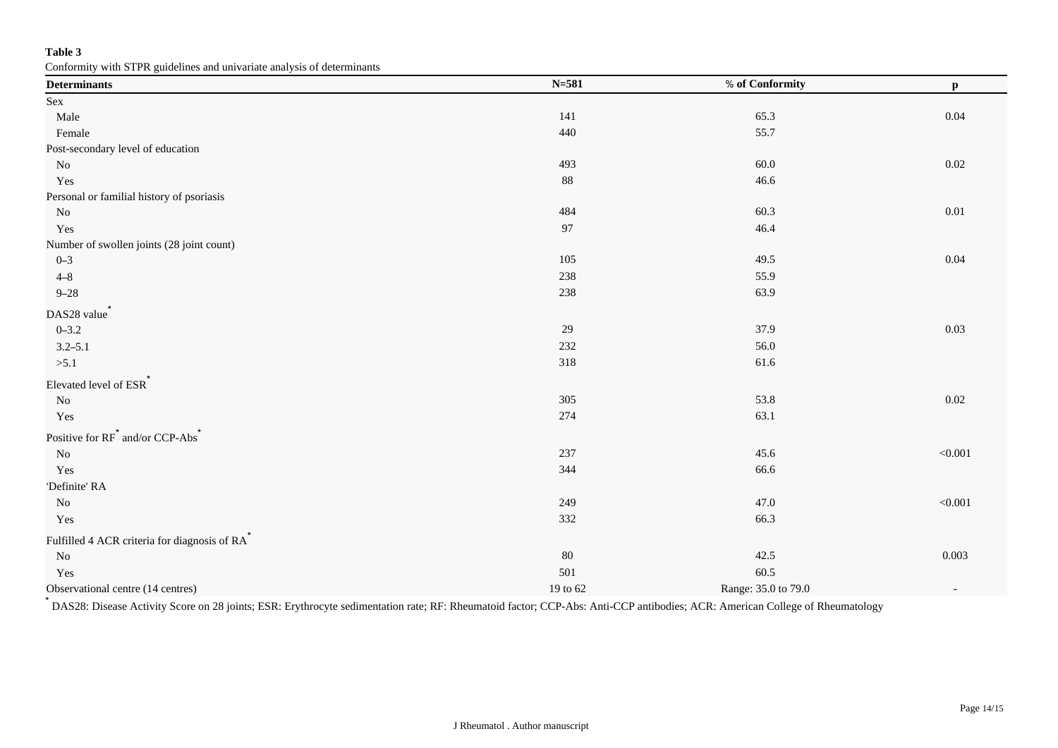**Table 3**

Conformity with STPR guidelines and univariate analysis of determinants

| Determinants | N=581 | % of Conformity | p |
|---|---|---|---|
| Sex | | | |
| Male | 141 | 65.3 | 0.04 |
| Female | 440 | 55.7 | |
| Post-secondary level of education | | | |
| No | 493 | 60.0 | 0.02 |
| Yes | 88 | 46.6 | |
| Personal or familial history of psoriasis | | | |
| No | 484 | 60.3 | 0.01 |
| Yes | 97 | 46.4 | |
| Number of swollen joints (28 joint count) | | | |
| 0–3 | 105 | 49.5 | 0.04 |
| 4–8 | 238 | 55.9 | |
| 9–28 | 238 | 63.9 | |
| DAS28 value* | | | |
| 0–3.2 | 29 | 37.9 | 0.03 |
| 3.2–5.1 | 232 | 56.0 | |
| >5.1 | 318 | 61.6 | |
| Elevated level of ESR* | | | |
| No | 305 | 53.8 | 0.02 |
| Yes | 274 | 63.1 | |
| Positive for RF* and/or CCP-Abs* | | | |
| No | 237 | 45.6 | <0.001 |
| Yes | 344 | 66.6 | |
| 'Definite' RA | | | |
| No | 249 | 47.0 | <0.001 |
| Yes | 332 | 66.3 | |
| Fulfilled 4 ACR criteria for diagnosis of RA* | | | |
| No | 80 | 42.5 | 0.003 |
| Yes | 501 | 60.5 | |
| Observational centre (14 centres) | 19 to 62 | Range: 35.0 to 79.0 | - |

* DAS28: Disease Activity Score on 28 joints; ESR: Erythrocyte sedimentation rate; RF: Rheumatoid factor; CCP-Abs: Anti-CCP antibodies; ACR: American College of Rheumatology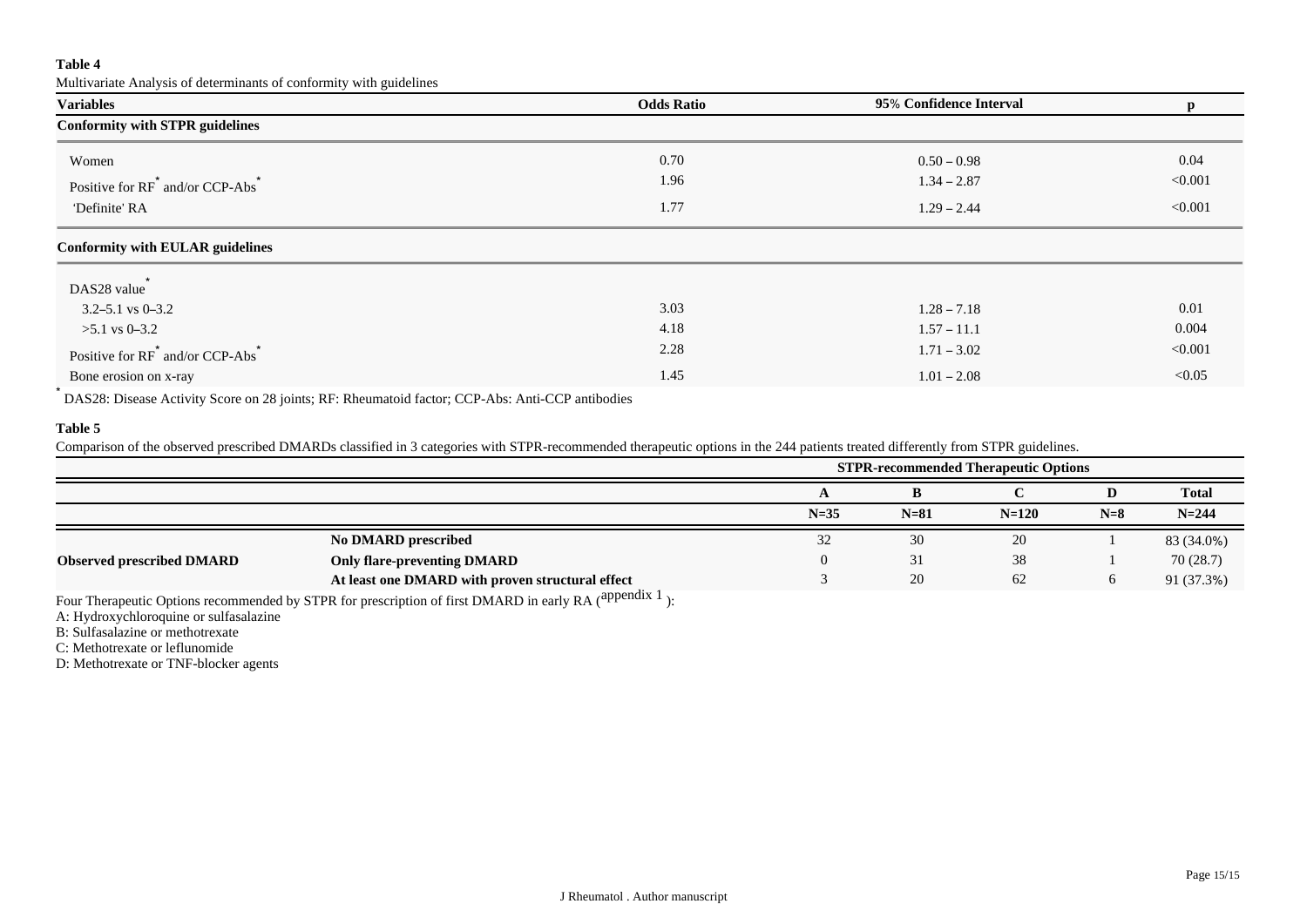**Table 4**

Multivariate Analysis of determinants of conformity with guidelines

| Variables | Odds Ratio | 95% Confidence Interval | p |
|---|---|---|---|
| **Conformity with STPR guidelines** | | | |
| Women | 0.70 | 0.50 – 0.98 | 0.04 |
| Positive for RF* and/or CCP-Abs* | 1.96 | 1.34 – 2.87 | <0.001 |
| 'Definite' RA | 1.77 | 1.29 – 2.44 | <0.001 |
| **Conformity with EULAR guidelines** | | | |
| DAS28 value* | | | |
| 3.2–5.1 vs 0–3.2 | 3.03 | 1.28 – 7.18 | 0.01 |
| >5.1 vs 0–3.2 | 4.18 | 1.57 – 11.1 | 0.004 |
| Positive for RF* and/or CCP-Abs* | 2.28 | 1.71 – 3.02 | <0.001 |
| Bone erosion on x-ray | 1.45 | 1.01 – 2.08 | <0.05 |

* DAS28: Disease Activity Score on 28 joints; RF: Rheumatoid factor; CCP-Abs: Anti-CCP antibodies

**Table 5**

Comparison of the observed prescribed DMARDs classified in 3 categories with STPR-recommended therapeutic options in the 244 patients treated differently from STPR guidelines.

| | | STPR-recommended Therapeutic Options | | | | |
|---|---|---|---|---|---|---|
| | | A | B | C | D | Total |
| | | N=35 | N=81 | N=120 | N=8 | N=244 |
| **Observed prescribed DMARD** | **No DMARD prescribed** | 32 | 30 | 20 | 1 | 83 (34.0%) |
| | **Only flare-preventing DMARD** | 0 | 31 | 38 | 1 | 70 (28.7) |
| | **At least one DMARD with proven structural effect** | 3 | 20 | 62 | 6 | 91 (37.3%) |

Four Therapeutic Options recommended by STPR for prescription of first DMARD in early RA (appendix 1):

A: Hydroxychloroquine or sulfasalazine

B: Sulfasalazine or methotrexate

C: Methotrexate or leflunomide

D: Methotrexate or TNF-blocker agents